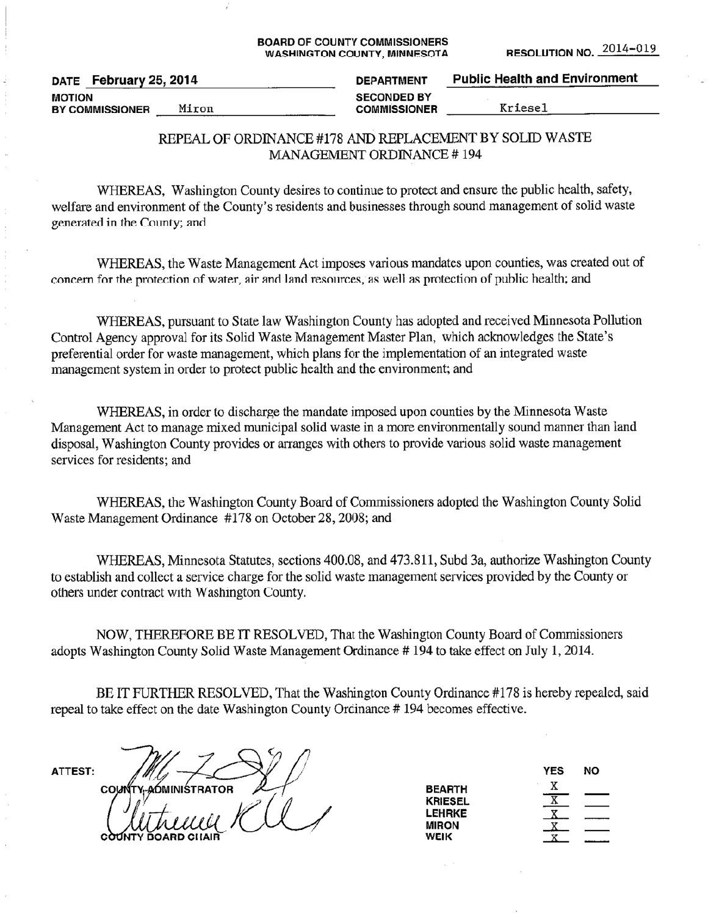**BOARD OF COUNTY COMMISSIONERS**
**WASHINGTON COUNTY, MINNESOTA**

**RESOLUTION NO.** 2014-019

| | | | |
|---|---|---|---|
| **DATE** | **February 25, 2014** | **DEPARTMENT** | **Public Health and Environment** |
| **MOTION BY COMMISSIONER** | Miron | **SECONDED BY COMMISSIONER** | Kriesel |

REPEAL OF ORDINANCE #178 AND REPLACEMENT BY SOLID WASTE MANAGEMENT ORDINANCE # 194

WHEREAS, Washington County desires to continue to protect and ensure the public health, safety, welfare and environment of the County's residents and businesses through sound management of solid waste generated in the County; and

WHEREAS, the Waste Management Act imposes various mandates upon counties, was created out of concern for the protection of water, air and land resources, as well as protection of public health; and

WHEREAS, pursuant to State law Washington County has adopted and received Minnesota Pollution Control Agency approval for its Solid Waste Management Master Plan, which acknowledges the State's preferential order for waste management, which plans for the implementation of an integrated waste management system in order to protect public health and the environment; and

WHEREAS, in order to discharge the mandate imposed upon counties by the Minnesota Waste Management Act to manage mixed municipal solid waste in a more environmentally sound manner than land disposal, Washington County provides or arranges with others to provide various solid waste management services for residents; and

WHEREAS, the Washington County Board of Commissioners adopted the Washington County Solid Waste Management Ordinance #178 on October 28, 2008; and

WHEREAS, Minnesota Statutes, sections 400.08, and 473.811, Subd 3a, authorize Washington County to establish and collect a service charge for the solid waste management services provided by the County or others under contract with Washington County.

NOW, THEREFORE BE IT RESOLVED, That the Washington County Board of Commissioners adopts Washington County Solid Waste Management Ordinance # 194 to take effect on July 1, 2014.

BE IT FURTHER RESOLVED, That the Washington County Ordinance #178 is hereby repealed, said repeal to take effect on the date Washington County Ordinance # 194 becomes effective.

**ATTEST:**

**COUNTY ADMINISTRATOR**

**COUNTY BOARD CHAIR**

| | YES | NO |
|---|---|---|
| **BEARTH** | X | |
| **KRIESEL** | X | |
| **LEHRKE** | X | |
| **MIRON** | X | |
| **WEIK** | X | |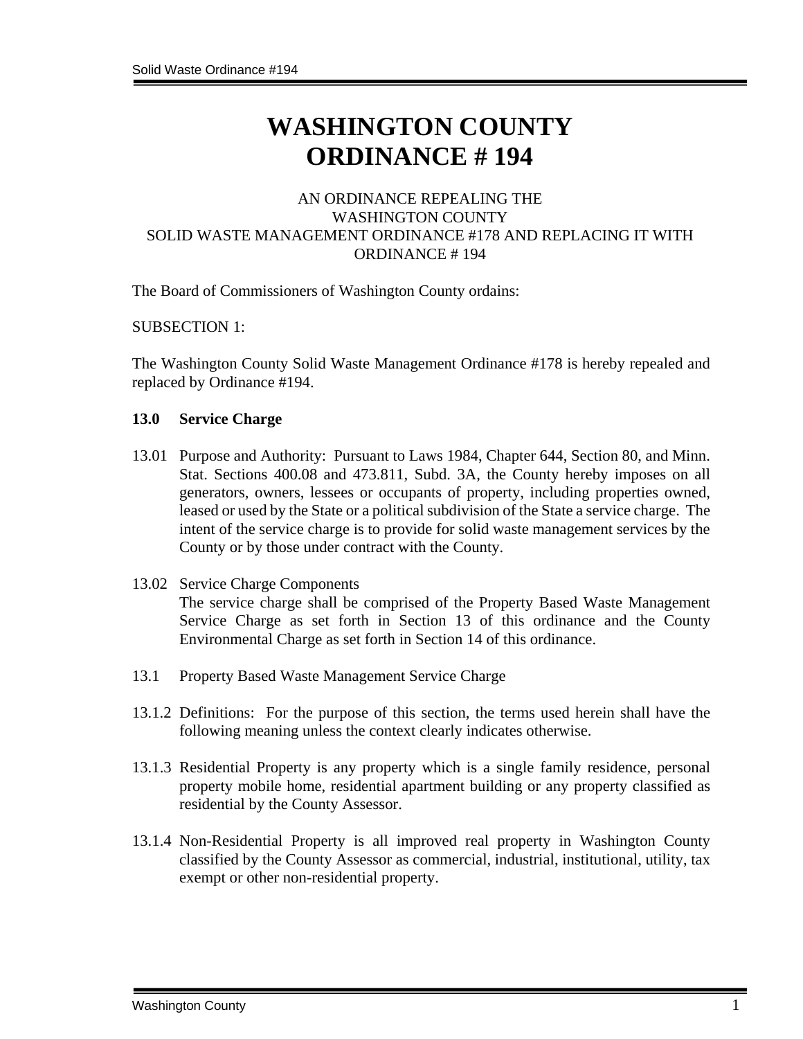# WASHINGTON COUNTY ORDINANCE # 194

AN ORDINANCE REPEALING THE
WASHINGTON COUNTY
SOLID WASTE MANAGEMENT ORDINANCE #178 AND REPLACING IT WITH
ORDINANCE # 194

The Board of Commissioners of Washington County ordains:

SUBSECTION 1:

The Washington County Solid Waste Management Ordinance #178 is hereby repealed and replaced by Ordinance #194.

**13.0 Service Charge**

13.01 Purpose and Authority: Pursuant to Laws 1984, Chapter 644, Section 80, and Minn. Stat. Sections 400.08 and 473.811, Subd. 3A, the County hereby imposes on all generators, owners, lessees or occupants of property, including properties owned, leased or used by the State or a political subdivision of the State a service charge. The intent of the service charge is to provide for solid waste management services by the County or by those under contract with the County.

13.02 Service Charge Components
The service charge shall be comprised of the Property Based Waste Management Service Charge as set forth in Section 13 of this ordinance and the County Environmental Charge as set forth in Section 14 of this ordinance.

13.1 Property Based Waste Management Service Charge

13.1.2 Definitions: For the purpose of this section, the terms used herein shall have the following meaning unless the context clearly indicates otherwise.

13.1.3 Residential Property is any property which is a single family residence, personal property mobile home, residential apartment building or any property classified as residential by the County Assessor.

13.1.4 Non-Residential Property is all improved real property in Washington County classified by the County Assessor as commercial, industrial, institutional, utility, tax exempt or other non-residential property.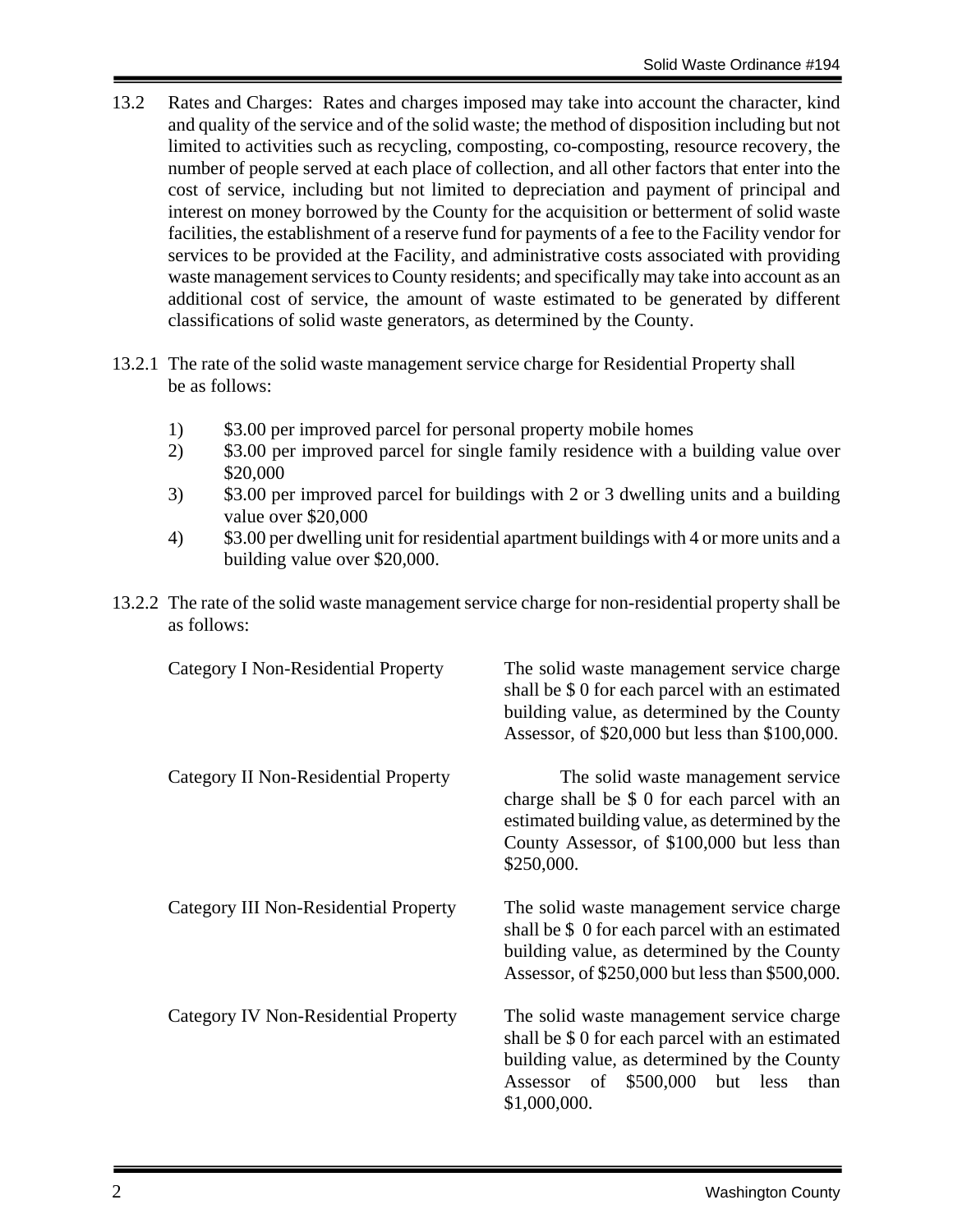13.2 Rates and Charges: Rates and charges imposed may take into account the character, kind and quality of the service and of the solid waste; the method of disposition including but not limited to activities such as recycling, composting, co-composting, resource recovery, the number of people served at each place of collection, and all other factors that enter into the cost of service, including but not limited to depreciation and payment of principal and interest on money borrowed by the County for the acquisition or betterment of solid waste facilities, the establishment of a reserve fund for payments of a fee to the Facility vendor for services to be provided at the Facility, and administrative costs associated with providing waste management services to County residents; and specifically may take into account as an additional cost of service, the amount of waste estimated to be generated by different classifications of solid waste generators, as determined by the County.

13.2.1 The rate of the solid waste management service charge for Residential Property shall be as follows:

1) $3.00 per improved parcel for personal property mobile homes
2) $3.00 per improved parcel for single family residence with a building value over $20,000
3) $3.00 per improved parcel for buildings with 2 or 3 dwelling units and a building value over $20,000
4) $3.00 per dwelling unit for residential apartment buildings with 4 or more units and a building value over $20,000.

13.2.2 The rate of the solid waste management service charge for non-residential property shall be as follows:

| | |
|---|---|
| Category I Non-Residential Property | The solid waste management service charge shall be $ 0 for each parcel with an estimated building value, as determined by the County Assessor, of $20,000 but less than $100,000. |
| Category II Non-Residential Property | The solid waste management service charge shall be $ 0 for each parcel with an estimated building value, as determined by the County Assessor, of $100,000 but less than $250,000. |
| Category III Non-Residential Property | The solid waste management service charge shall be $ 0 for each parcel with an estimated building value, as determined by the County Assessor, of $250,000 but less than $500,000. |
| Category IV Non-Residential Property | The solid waste management service charge shall be $ 0 for each parcel with an estimated building value, as determined by the County Assessor of $500,000 but less than $1,000,000. |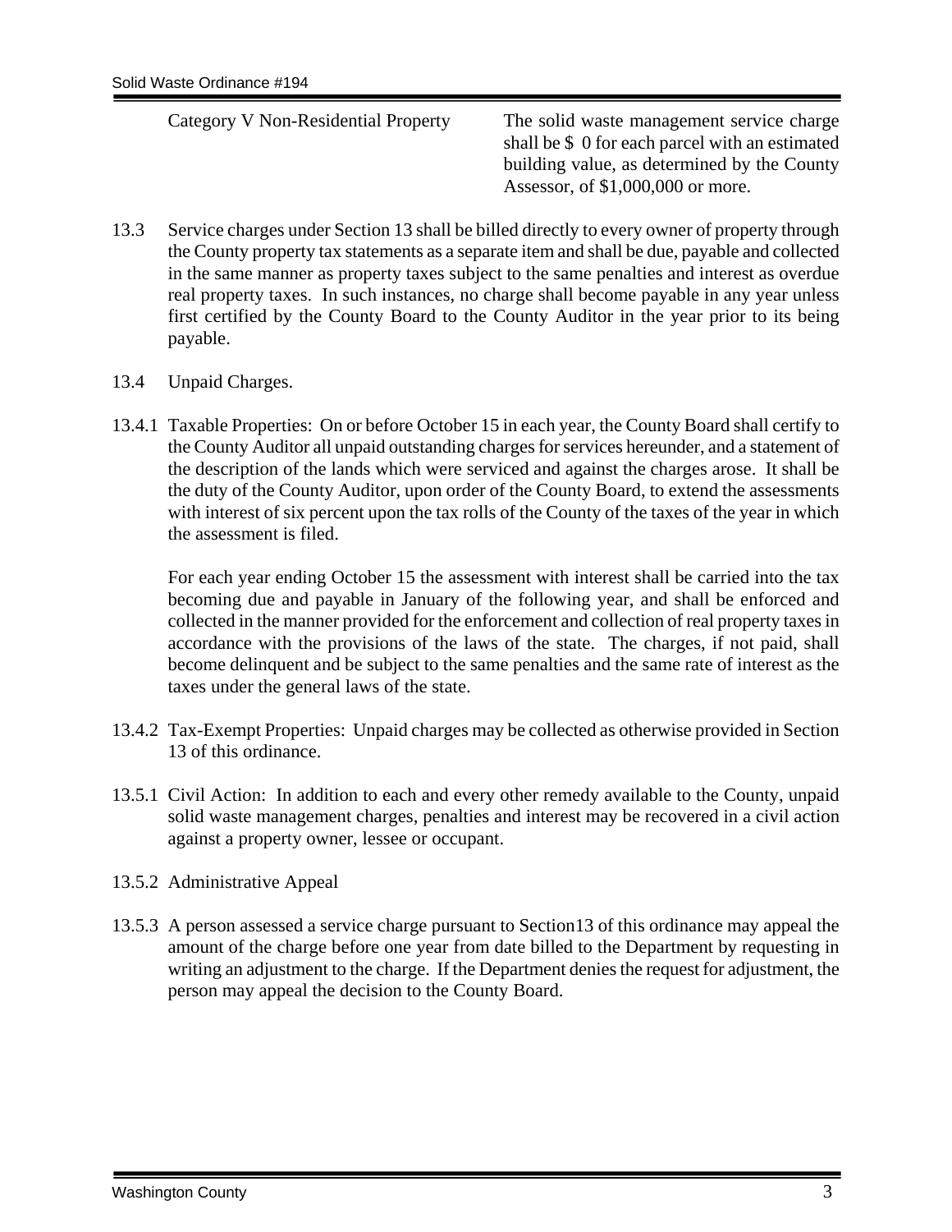| Category V Non-Residential Property | The solid waste management service charge shall be $ 0 for each parcel with an estimated building value, as determined by the County Assessor, of $1,000,000 or more. |
| --- | --- |

13.3 Service charges under Section 13 shall be billed directly to every owner of property through the County property tax statements as a separate item and shall be due, payable and collected in the same manner as property taxes subject to the same penalties and interest as overdue real property taxes. In such instances, no charge shall become payable in any year unless first certified by the County Board to the County Auditor in the year prior to its being payable.

13.4 Unpaid Charges.

13.4.1 Taxable Properties: On or before October 15 in each year, the County Board shall certify to the County Auditor all unpaid outstanding charges for services hereunder, and a statement of the description of the lands which were serviced and against the charges arose. It shall be the duty of the County Auditor, upon order of the County Board, to extend the assessments with interest of six percent upon the tax rolls of the County of the taxes of the year in which the assessment is filed.

For each year ending October 15 the assessment with interest shall be carried into the tax becoming due and payable in January of the following year, and shall be enforced and collected in the manner provided for the enforcement and collection of real property taxes in accordance with the provisions of the laws of the state. The charges, if not paid, shall become delinquent and be subject to the same penalties and the same rate of interest as the taxes under the general laws of the state.

13.4.2 Tax-Exempt Properties: Unpaid charges may be collected as otherwise provided in Section 13 of this ordinance.

13.5.1 Civil Action: In addition to each and every other remedy available to the County, unpaid solid waste management charges, penalties and interest may be recovered in a civil action against a property owner, lessee or occupant.

13.5.2 Administrative Appeal

13.5.3 A person assessed a service charge pursuant to Section13 of this ordinance may appeal the amount of the charge before one year from date billed to the Department by requesting in writing an adjustment to the charge. If the Department denies the request for adjustment, the person may appeal the decision to the County Board.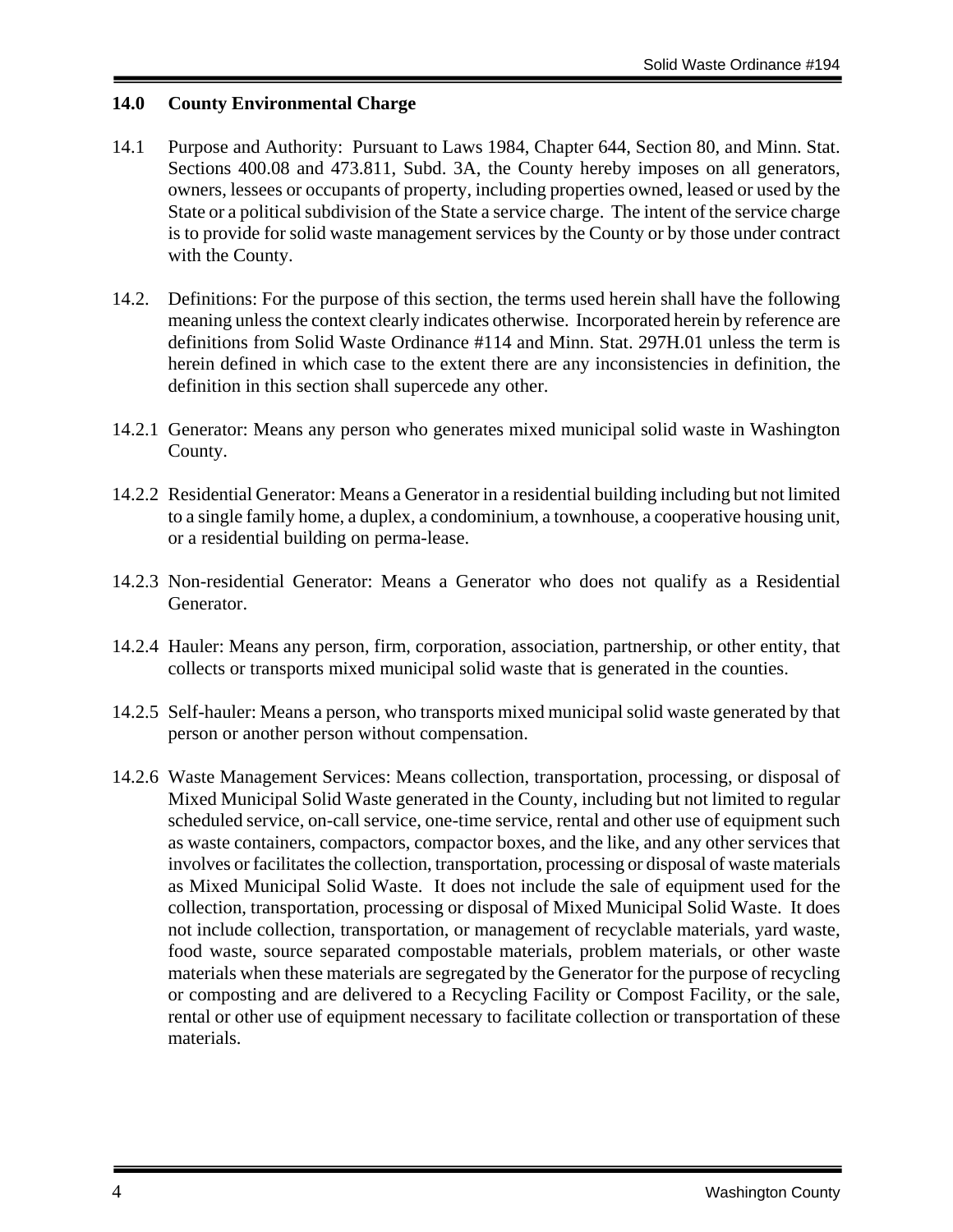## 14.0 County Environmental Charge

14.1 Purpose and Authority: Pursuant to Laws 1984, Chapter 644, Section 80, and Minn. Stat. Sections 400.08 and 473.811, Subd. 3A, the County hereby imposes on all generators, owners, lessees or occupants of property, including properties owned, leased or used by the State or a political subdivision of the State a service charge. The intent of the service charge is to provide for solid waste management services by the County or by those under contract with the County.

14.2. Definitions: For the purpose of this section, the terms used herein shall have the following meaning unless the context clearly indicates otherwise. Incorporated herein by reference are definitions from Solid Waste Ordinance #114 and Minn. Stat. 297H.01 unless the term is herein defined in which case to the extent there are any inconsistencies in definition, the definition in this section shall supercede any other.

14.2.1 Generator: Means any person who generates mixed municipal solid waste in Washington County.

14.2.2 Residential Generator: Means a Generator in a residential building including but not limited to a single family home, a duplex, a condominium, a townhouse, a cooperative housing unit, or a residential building on perma-lease.

14.2.3 Non-residential Generator: Means a Generator who does not qualify as a Residential Generator.

14.2.4 Hauler: Means any person, firm, corporation, association, partnership, or other entity, that collects or transports mixed municipal solid waste that is generated in the counties.

14.2.5 Self-hauler: Means a person, who transports mixed municipal solid waste generated by that person or another person without compensation.

14.2.6 Waste Management Services: Means collection, transportation, processing, or disposal of Mixed Municipal Solid Waste generated in the County, including but not limited to regular scheduled service, on-call service, one-time service, rental and other use of equipment such as waste containers, compactors, compactor boxes, and the like, and any other services that involves or facilitates the collection, transportation, processing or disposal of waste materials as Mixed Municipal Solid Waste. It does not include the sale of equipment used for the collection, transportation, processing or disposal of Mixed Municipal Solid Waste. It does not include collection, transportation, or management of recyclable materials, yard waste, food waste, source separated compostable materials, problem materials, or other waste materials when these materials are segregated by the Generator for the purpose of recycling or composting and are delivered to a Recycling Facility or Compost Facility, or the sale, rental or other use of equipment necessary to facilitate collection or transportation of these materials.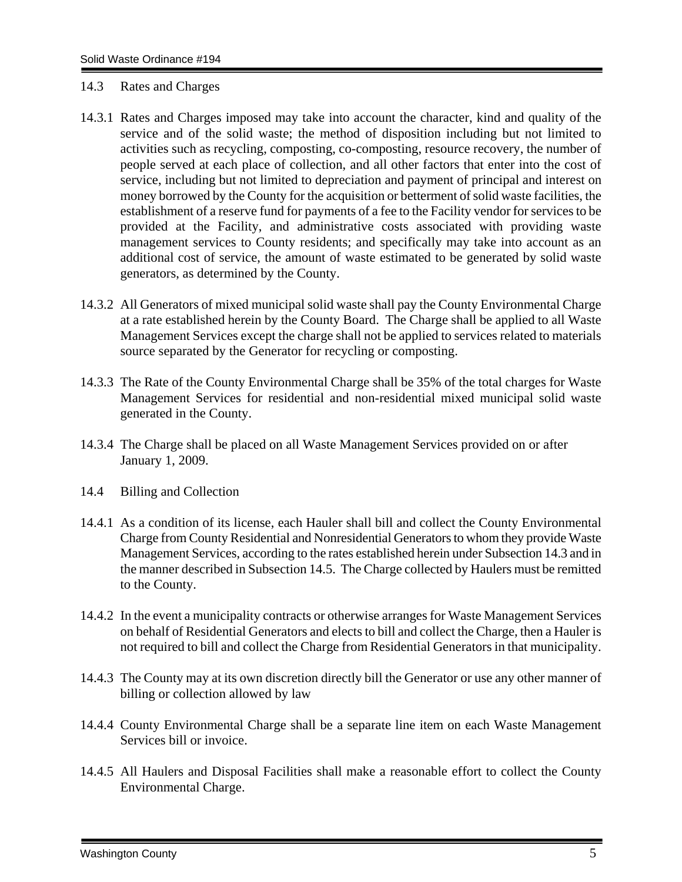14.3 Rates and Charges

14.3.1 Rates and Charges imposed may take into account the character, kind and quality of the service and of the solid waste; the method of disposition including but not limited to activities such as recycling, composting, co-composting, resource recovery, the number of people served at each place of collection, and all other factors that enter into the cost of service, including but not limited to depreciation and payment of principal and interest on money borrowed by the County for the acquisition or betterment of solid waste facilities, the establishment of a reserve fund for payments of a fee to the Facility vendor for services to be provided at the Facility, and administrative costs associated with providing waste management services to County residents; and specifically may take into account as an additional cost of service, the amount of waste estimated to be generated by solid waste generators, as determined by the County.

14.3.2 All Generators of mixed municipal solid waste shall pay the County Environmental Charge at a rate established herein by the County Board. The Charge shall be applied to all Waste Management Services except the charge shall not be applied to services related to materials source separated by the Generator for recycling or composting.

14.3.3 The Rate of the County Environmental Charge shall be 35% of the total charges for Waste Management Services for residential and non-residential mixed municipal solid waste generated in the County.

14.3.4 The Charge shall be placed on all Waste Management Services provided on or after January 1, 2009.

14.4 Billing and Collection

14.4.1 As a condition of its license, each Hauler shall bill and collect the County Environmental Charge from County Residential and Nonresidential Generators to whom they provide Waste Management Services, according to the rates established herein under Subsection 14.3 and in the manner described in Subsection 14.5. The Charge collected by Haulers must be remitted to the County.

14.4.2 In the event a municipality contracts or otherwise arranges for Waste Management Services on behalf of Residential Generators and elects to bill and collect the Charge, then a Hauler is not required to bill and collect the Charge from Residential Generators in that municipality.

14.4.3 The County may at its own discretion directly bill the Generator or use any other manner of billing or collection allowed by law

14.4.4 County Environmental Charge shall be a separate line item on each Waste Management Services bill or invoice.

14.4.5 All Haulers and Disposal Facilities shall make a reasonable effort to collect the County Environmental Charge.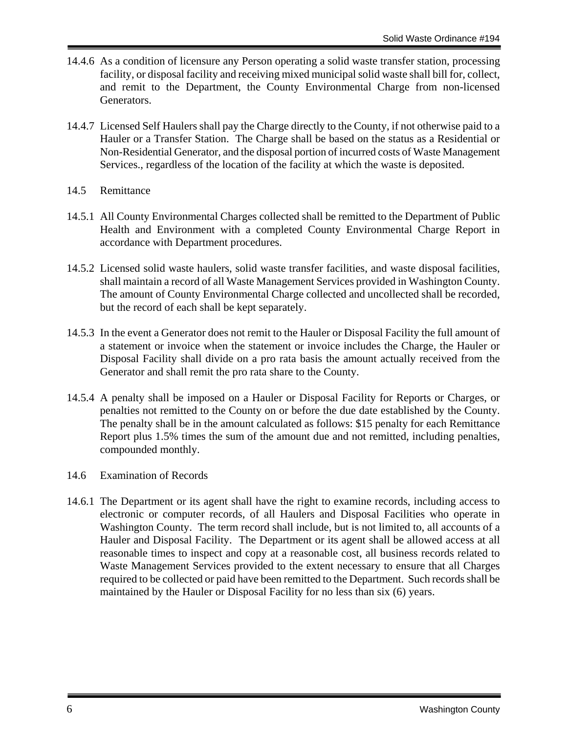14.4.6 As a condition of licensure any Person operating a solid waste transfer station, processing facility, or disposal facility and receiving mixed municipal solid waste shall bill for, collect, and remit to the Department, the County Environmental Charge from non-licensed Generators.

14.4.7 Licensed Self Haulers shall pay the Charge directly to the County, if not otherwise paid to a Hauler or a Transfer Station. The Charge shall be based on the status as a Residential or Non-Residential Generator, and the disposal portion of incurred costs of Waste Management Services., regardless of the location of the facility at which the waste is deposited.

14.5 Remittance

14.5.1 All County Environmental Charges collected shall be remitted to the Department of Public Health and Environment with a completed County Environmental Charge Report in accordance with Department procedures.

14.5.2 Licensed solid waste haulers, solid waste transfer facilities, and waste disposal facilities, shall maintain a record of all Waste Management Services provided in Washington County. The amount of County Environmental Charge collected and uncollected shall be recorded, but the record of each shall be kept separately.

14.5.3 In the event a Generator does not remit to the Hauler or Disposal Facility the full amount of a statement or invoice when the statement or invoice includes the Charge, the Hauler or Disposal Facility shall divide on a pro rata basis the amount actually received from the Generator and shall remit the pro rata share to the County.

14.5.4 A penalty shall be imposed on a Hauler or Disposal Facility for Reports or Charges, or penalties not remitted to the County on or before the due date established by the County. The penalty shall be in the amount calculated as follows: $15 penalty for each Remittance Report plus 1.5% times the sum of the amount due and not remitted, including penalties, compounded monthly.

14.6 Examination of Records

14.6.1 The Department or its agent shall have the right to examine records, including access to electronic or computer records, of all Haulers and Disposal Facilities who operate in Washington County. The term record shall include, but is not limited to, all accounts of a Hauler and Disposal Facility. The Department or its agent shall be allowed access at all reasonable times to inspect and copy at a reasonable cost, all business records related to Waste Management Services provided to the extent necessary to ensure that all Charges required to be collected or paid have been remitted to the Department. Such records shall be maintained by the Hauler or Disposal Facility for no less than six (6) years.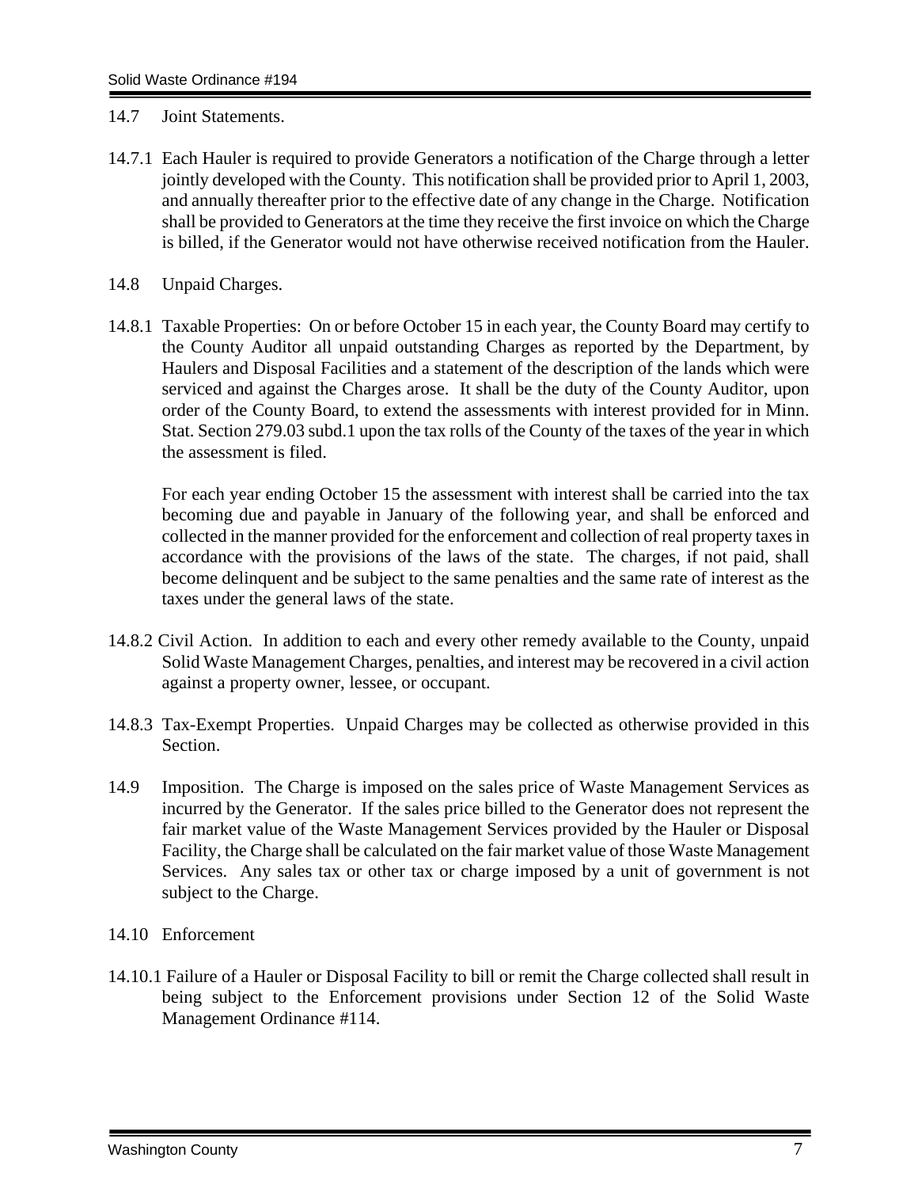14.7 Joint Statements.

14.7.1 Each Hauler is required to provide Generators a notification of the Charge through a letter jointly developed with the County. This notification shall be provided prior to April 1, 2003, and annually thereafter prior to the effective date of any change in the Charge. Notification shall be provided to Generators at the time they receive the first invoice on which the Charge is billed, if the Generator would not have otherwise received notification from the Hauler.

14.8 Unpaid Charges.

14.8.1 Taxable Properties: On or before October 15 in each year, the County Board may certify to the County Auditor all unpaid outstanding Charges as reported by the Department, by Haulers and Disposal Facilities and a statement of the description of the lands which were serviced and against the Charges arose. It shall be the duty of the County Auditor, upon order of the County Board, to extend the assessments with interest provided for in Minn. Stat. Section 279.03 subd.1 upon the tax rolls of the County of the taxes of the year in which the assessment is filed.

For each year ending October 15 the assessment with interest shall be carried into the tax becoming due and payable in January of the following year, and shall be enforced and collected in the manner provided for the enforcement and collection of real property taxes in accordance with the provisions of the laws of the state. The charges, if not paid, shall become delinquent and be subject to the same penalties and the same rate of interest as the taxes under the general laws of the state.

14.8.2 Civil Action. In addition to each and every other remedy available to the County, unpaid Solid Waste Management Charges, penalties, and interest may be recovered in a civil action against a property owner, lessee, or occupant.

14.8.3 Tax-Exempt Properties. Unpaid Charges may be collected as otherwise provided in this Section.

14.9 Imposition. The Charge is imposed on the sales price of Waste Management Services as incurred by the Generator. If the sales price billed to the Generator does not represent the fair market value of the Waste Management Services provided by the Hauler or Disposal Facility, the Charge shall be calculated on the fair market value of those Waste Management Services. Any sales tax or other tax or charge imposed by a unit of government is not subject to the Charge.

14.10 Enforcement

14.10.1 Failure of a Hauler or Disposal Facility to bill or remit the Charge collected shall result in being subject to the Enforcement provisions under Section 12 of the Solid Waste Management Ordinance #114.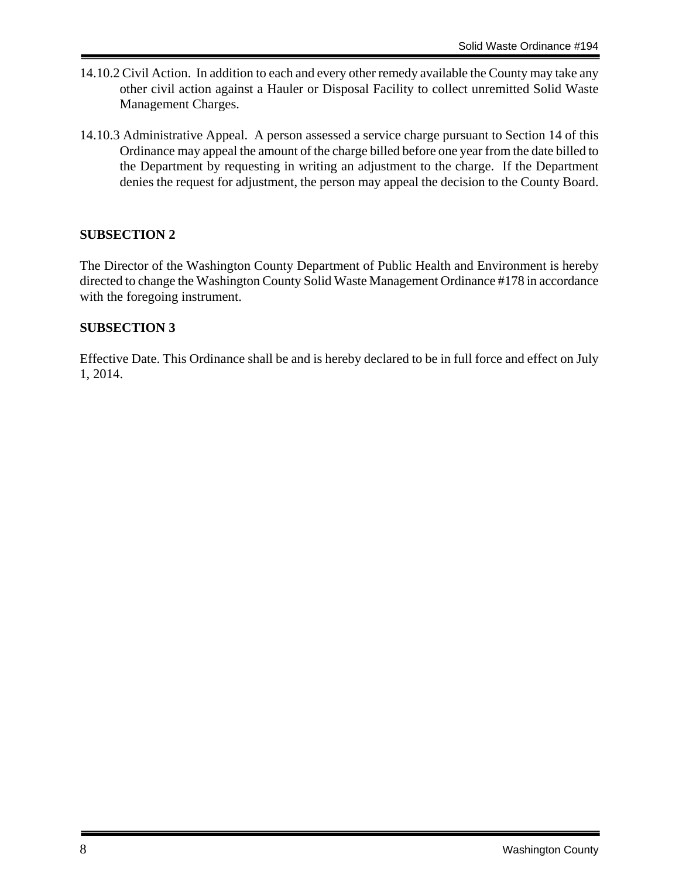14.10.2 Civil Action. In addition to each and every other remedy available the County may take any other civil action against a Hauler or Disposal Facility to collect unremitted Solid Waste Management Charges.

14.10.3 Administrative Appeal. A person assessed a service charge pursuant to Section 14 of this Ordinance may appeal the amount of the charge billed before one year from the date billed to the Department by requesting in writing an adjustment to the charge. If the Department denies the request for adjustment, the person may appeal the decision to the County Board.

**SUBSECTION 2**

The Director of the Washington County Department of Public Health and Environment is hereby directed to change the Washington County Solid Waste Management Ordinance #178 in accordance with the foregoing instrument.

**SUBSECTION 3**

Effective Date. This Ordinance shall be and is hereby declared to be in full force and effect on July 1, 2014.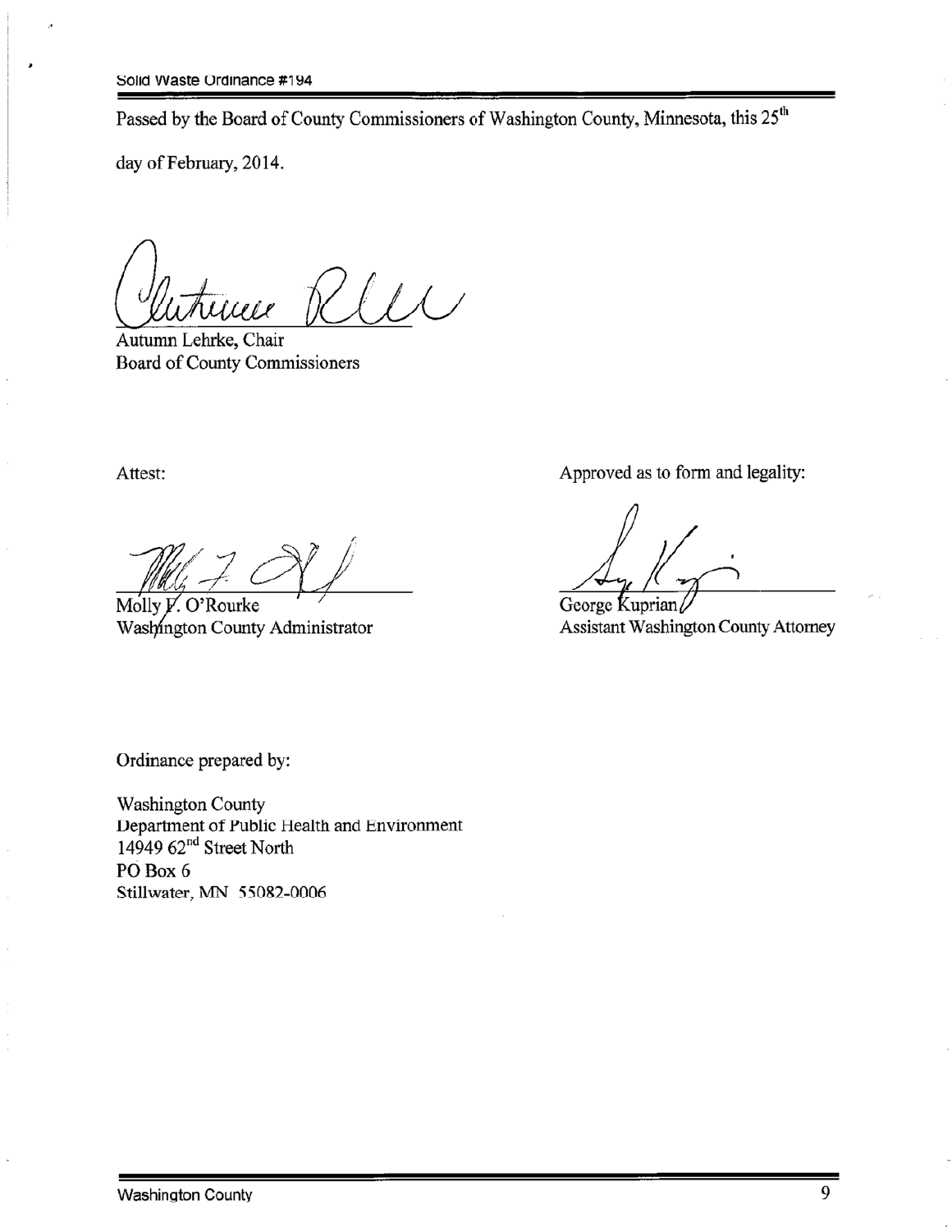Passed by the Board of County Commissioners of Washington County, Minnesota, this 25th

day of February, 2014.

Autumn Lehrke, Chair
Board of County Commissioners

Attest:

Molly F. O'Rourke
Washington County Administrator

Approved as to form and legality:

George Kuprian
Assistant Washington County Attorney

Ordinance prepared by:

Washington County
Department of Public Health and Environment
14949 62nd Street North
PO Box 6
Stillwater, MN 55082-0006